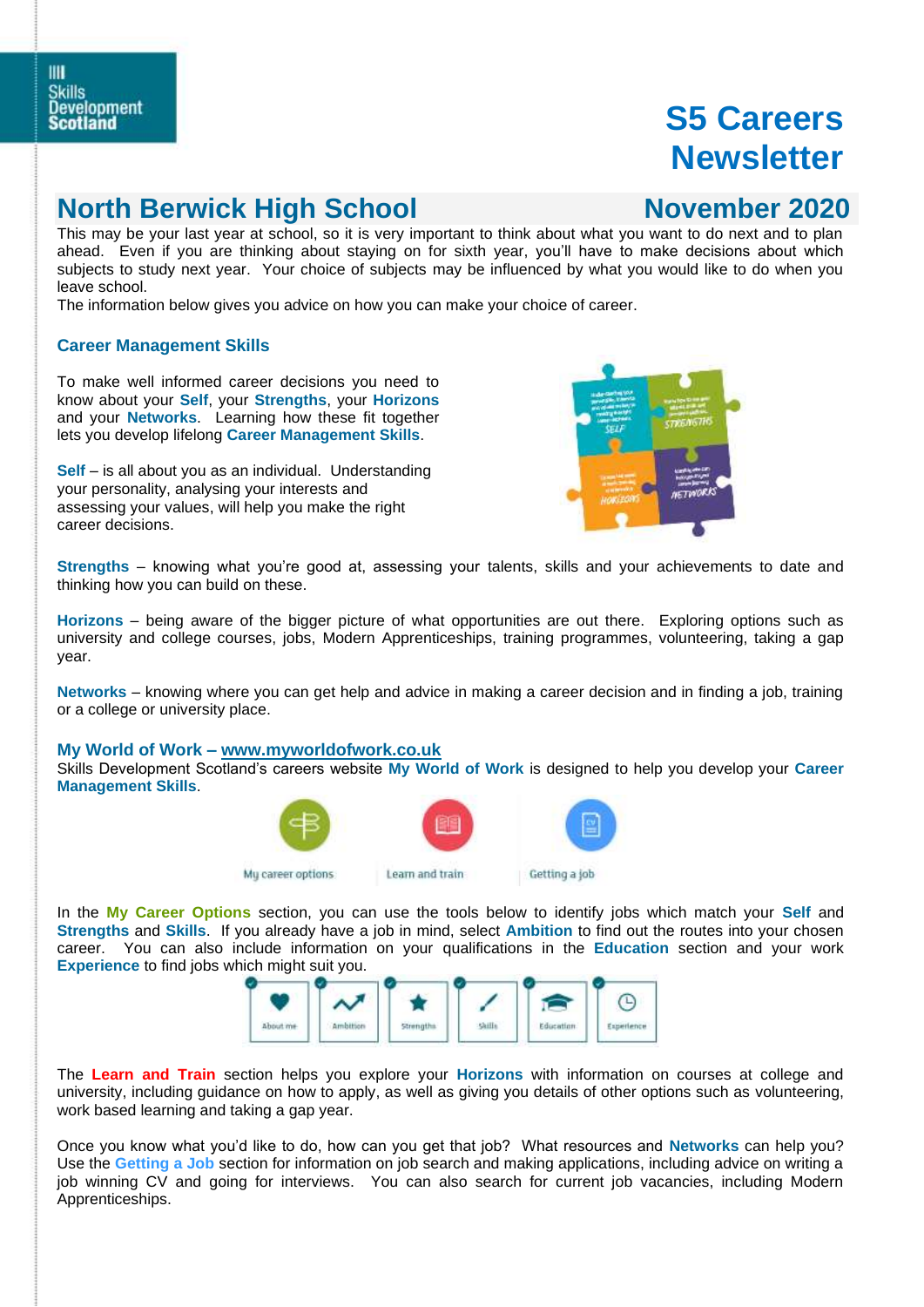Skills Development Scotland

# S5 Careers Newsletter

## North Berwick High School — November 2020

This may be your last year at school, so it is very important to think about what you want to do next and to plan ahead. Even if you are thinking about staying on for sixth year, you'll have to make decisions about which subjects to study next year. Your choice of subjects may be influenced by what you would like to do when you leave school.

The information below gives you advice on how you can make your choice of career.

### Career Management Skills

To make well informed career decisions you need to know about your **Self**, your **Strengths**, your **Horizons** and your **Networks**. Learning how these fit together lets you develop lifelong **Career Management Skills**.

**Self** – is all about you as an individual. Understanding your personality, analysing your interests and assessing your values, will help you make the right career decisions.

**Strengths** – knowing what you're good at, assessing your talents, skills and your achievements to date and thinking how you can build on these.

**Horizons** – being aware of the bigger picture of what opportunities are out there. Exploring options such as university and college courses, jobs, Modern Apprenticeships, training programmes, volunteering, taking a gap year.

**Networks** – knowing where you can get help and advice in making a career decision and in finding a job, training or a college or university place.

### My World of Work – www.myworldofwork.co.uk

Skills Development Scotland's careers website **My World of Work** is designed to help you develop your **Career Management Skills**.

My career options | Learn and train | Getting a job

In the **My Career Options** section, you can use the tools below to identify jobs which match your **Self** and **Strengths** and **Skills**. If you already have a job in mind, select **Ambition** to find out the routes into your chosen career. You can also include information on your qualifications in the **Education** section and your work **Experience** to find jobs which might suit you.

About me | Ambition | Strengths | Skills | Education | Experience

The **Learn and Train** section helps you explore your **Horizons** with information on courses at college and university, including guidance on how to apply, as well as giving you details of other options such as volunteering, work based learning and taking a gap year.

Once you know what you'd like to do, how can you get that job? What resources and **Networks** can help you? Use the **Getting a Job** section for information on job search and making applications, including advice on writing a job winning CV and going for interviews. You can also search for current job vacancies, including Modern Apprenticeships.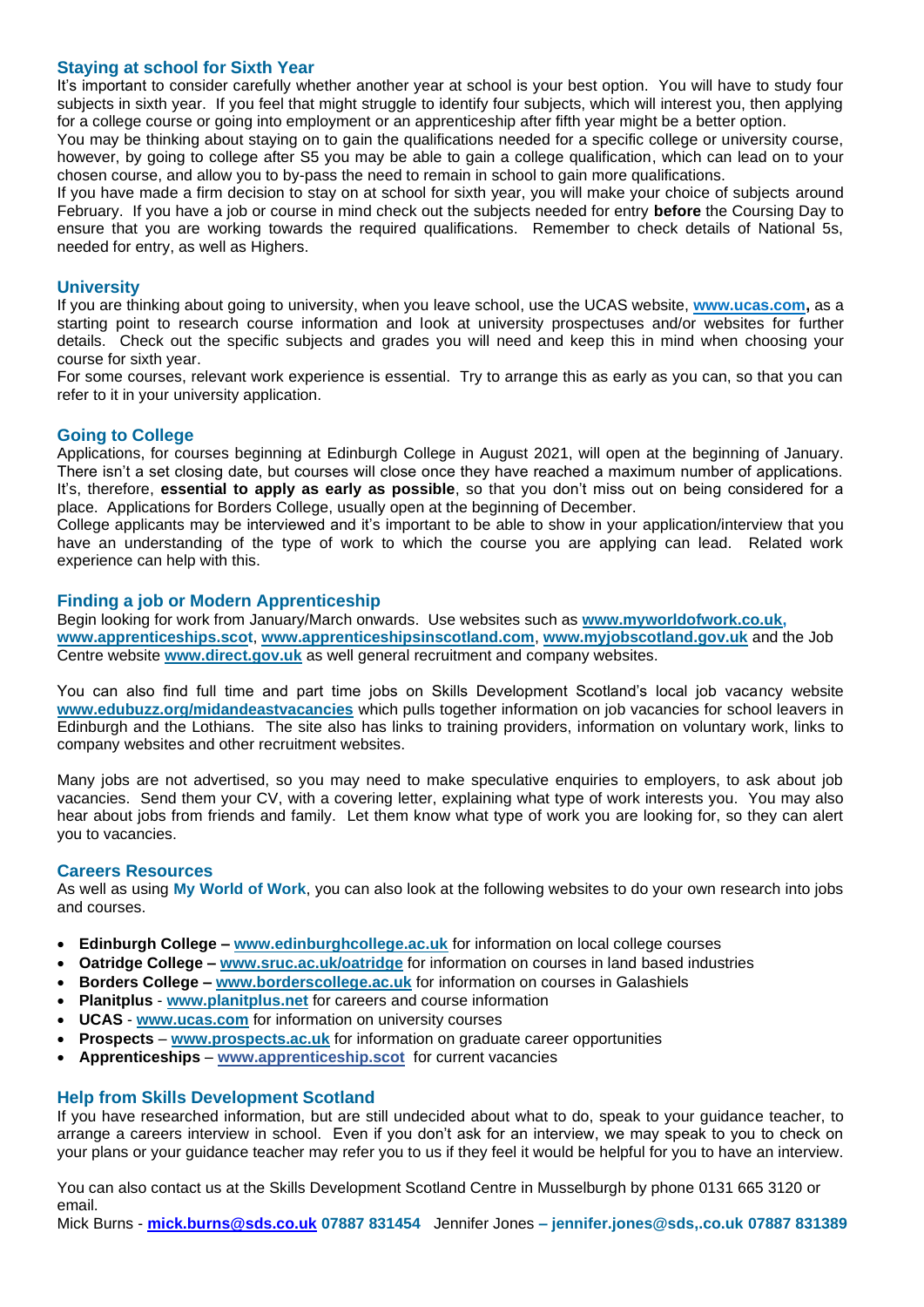## Staying at school for Sixth Year

It's important to consider carefully whether another year at school is your best option. You will have to study four subjects in sixth year. If you feel that might struggle to identify four subjects, which will interest you, then applying for a college course or going into employment or an apprenticeship after fifth year might be a better option.

You may be thinking about staying on to gain the qualifications needed for a specific college or university course, however, by going to college after S5 you may be able to gain a college qualification, which can lead on to your chosen course, and allow you to by-pass the need to remain in school to gain more qualifications.

If you have made a firm decision to stay on at school for sixth year, you will make your choice of subjects around February. If you have a job or course in mind check out the subjects needed for entry **before** the Coursing Day to ensure that you are working towards the required qualifications. Remember to check details of National 5s, needed for entry, as well as Highers.

## University

If you are thinking about going to university, when you leave school, use the UCAS website, **www.ucas.com,** as a starting point to research course information and look at university prospectuses and/or websites for further details. Check out the specific subjects and grades you will need and keep this in mind when choosing your course for sixth year.

For some courses, relevant work experience is essential. Try to arrange this as early as you can, so that you can refer to it in your university application.

## Going to College

Applications, for courses beginning at Edinburgh College in August 2021, will open at the beginning of January. There isn't a set closing date, but courses will close once they have reached a maximum number of applications. It's, therefore, **essential to apply as early as possible**, so that you don't miss out on being considered for a place. Applications for Borders College, usually open at the beginning of December.

College applicants may be interviewed and it's important to be able to show in your application/interview that you have an understanding of the type of work to which the course you are applying can lead. Related work experience can help with this.

## Finding a job or Modern Apprenticeship

Begin looking for work from January/March onwards. Use websites such as **www.myworldofwork.co.uk, www.apprenticeships.scot**, **www.apprenticeshipsinscotland.com**, **www.myjobscotland.gov.uk** and the Job Centre website **www.direct.gov.uk** as well general recruitment and company websites.

You can also find full time and part time jobs on Skills Development Scotland's local job vacancy website **www.edubuzz.org/midandeastvacancies** which pulls together information on job vacancies for school leavers in Edinburgh and the Lothians. The site also has links to training providers, information on voluntary work, links to company websites and other recruitment websites.

Many jobs are not advertised, so you may need to make speculative enquiries to employers, to ask about job vacancies. Send them your CV, with a covering letter, explaining what type of work interests you. You may also hear about jobs from friends and family. Let them know what type of work you are looking for, so they can alert you to vacancies.

## Careers Resources

As well as using **My World of Work**, you can also look at the following websites to do your own research into jobs and courses.

- **Edinburgh College – www.edinburghcollege.ac.uk** for information on local college courses
- **Oatridge College – www.sruc.ac.uk/oatridge** for information on courses in land based industries
- **Borders College – www.borderscollege.ac.uk** for information on courses in Galashiels
- **Planitplus** - **www.planitplus.net** for careers and course information
- **UCAS** - **www.ucas.com** for information on university courses
- **Prospects** – **www.prospects.ac.uk** for information on graduate career opportunities
- **Apprenticeships** – **www.apprenticeship.scot** for current vacancies

## Help from Skills Development Scotland

If you have researched information, but are still undecided about what to do, speak to your guidance teacher, to arrange a careers interview in school. Even if you don't ask for an interview, we may speak to you to check on your plans or your guidance teacher may refer you to us if they feel it would be helpful for you to have an interview.

You can also contact us at the Skills Development Scotland Centre in Musselburgh by phone 0131 665 3120 or email.

Mick Burns - **mick.burns@sds.co.uk 07887 831454** Jennifer Jones **– jennifer.jones@sds,.co.uk 07887 831389**